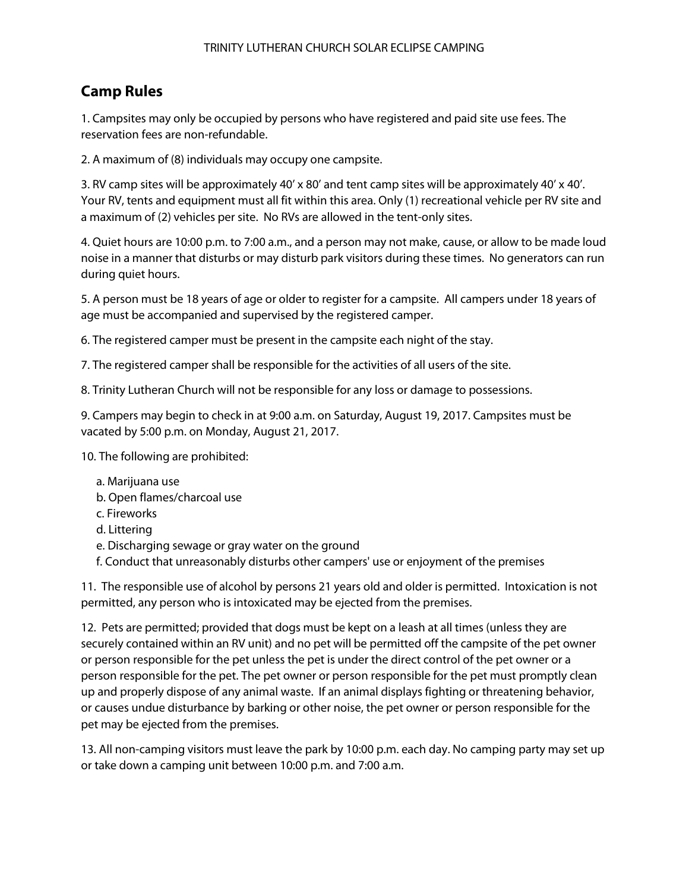TRINITY LUTHERAN CHURCH SOLAR ECLIPSE CAMPING

## Camp Rules

1. Campsites may only be occupied by persons who have registered and paid site use fees. The reservation fees are non-refundable.

2. A maximum of (8) individuals may occupy one campsite.

3. RV camp sites will be approximately 40' x 80' and tent camp sites will be approximately 40' x 40'. Your RV, tents and equipment must all fit within this area. Only (1) recreational vehicle per RV site and a maximum of (2) vehicles per site. No RVs are allowed in the tent-only sites.

4. Quiet hours are 10:00 p.m. to 7:00 a.m., and a person may not make, cause, or allow to be made loud noise in a manner that disturbs or may disturb park visitors during these times. No generators can run during quiet hours.

5. A person must be 18 years of age or older to register for a campsite. All campers under 18 years of age must be accompanied and supervised by the registered camper.

6. The registered camper must be present in the campsite each night of the stay.

7. The registered camper shall be responsible for the activities of all users of the site.

8. Trinity Lutheran Church will not be responsible for any loss or damage to possessions.

9. Campers may begin to check in at 9:00 a.m. on Saturday, August 19, 2017. Campsites must be vacated by 5:00 p.m. on Monday, August 21, 2017.

10. The following are prohibited:

   a. Marijuana use
   b. Open flames/charcoal use
   c. Fireworks
   d. Littering
   e. Discharging sewage or gray water on the ground
   f. Conduct that unreasonably disturbs other campers' use or enjoyment of the premises

11. The responsible use of alcohol by persons 21 years old and older is permitted. Intoxication is not permitted, any person who is intoxicated may be ejected from the premises.

12. Pets are permitted; provided that dogs must be kept on a leash at all times (unless they are securely contained within an RV unit) and no pet will be permitted off the campsite of the pet owner or person responsible for the pet unless the pet is under the direct control of the pet owner or a person responsible for the pet. The pet owner or person responsible for the pet must promptly clean up and properly dispose of any animal waste. If an animal displays fighting or threatening behavior, or causes undue disturbance by barking or other noise, the pet owner or person responsible for the pet may be ejected from the premises.

13. All non-camping visitors must leave the park by 10:00 p.m. each day. No camping party may set up or take down a camping unit between 10:00 p.m. and 7:00 a.m.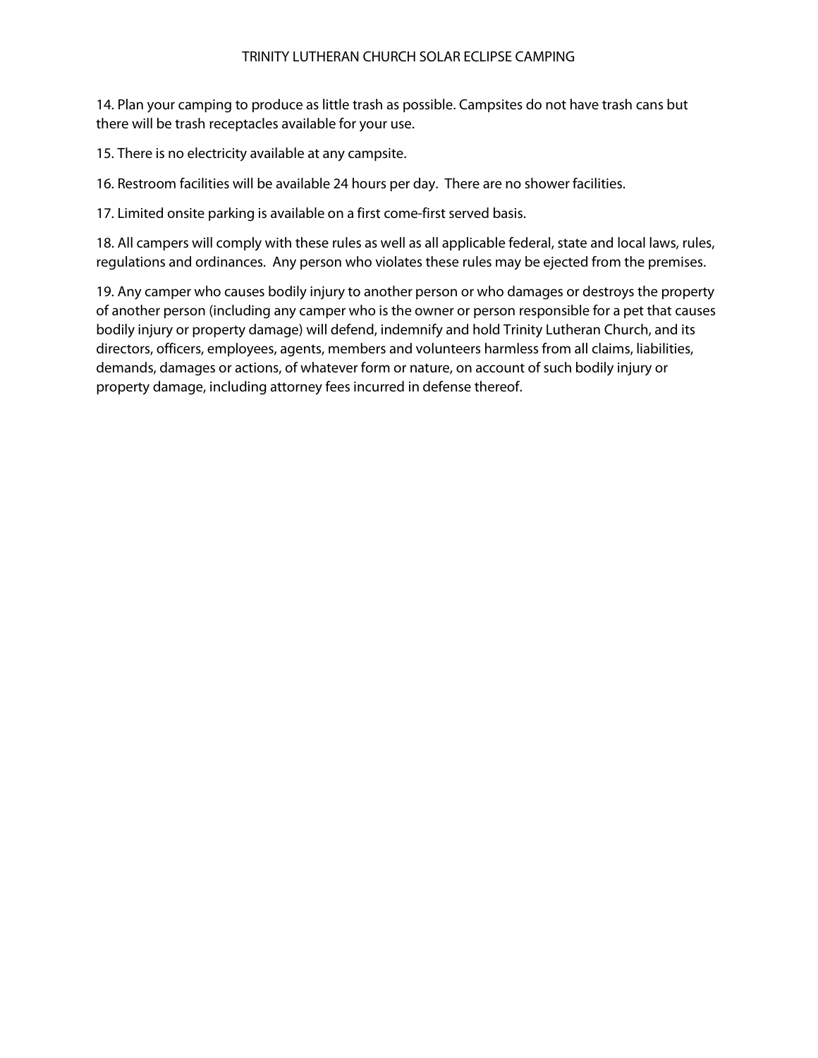14. Plan your camping to produce as little trash as possible. Campsites do not have trash cans but there will be trash receptacles available for your use.

15. There is no electricity available at any campsite.

16. Restroom facilities will be available 24 hours per day. There are no shower facilities.

17. Limited onsite parking is available on a first come-first served basis.

18. All campers will comply with these rules as well as all applicable federal, state and local laws, rules, regulations and ordinances. Any person who violates these rules may be ejected from the premises.

19. Any camper who causes bodily injury to another person or who damages or destroys the property of another person (including any camper who is the owner or person responsible for a pet that causes bodily injury or property damage) will defend, indemnify and hold Trinity Lutheran Church, and its directors, officers, employees, agents, members and volunteers harmless from all claims, liabilities, demands, damages or actions, of whatever form or nature, on account of such bodily injury or property damage, including attorney fees incurred in defense thereof.